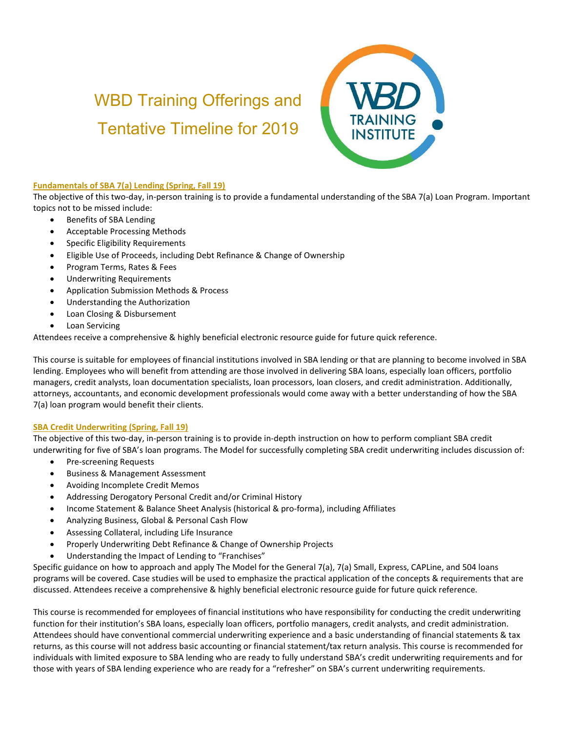# WBD Training Offerings and Tentative Timeline for 2019

WBD TRAINING INSTITUTE

**Fundamentals of SBA 7(a) Lending (Spring, Fall 19)**

The objective of this two-day, in-person training is to provide a fundamental understanding of the SBA 7(a) Loan Program. Important topics not to be missed include:

- Benefits of SBA Lending
- Acceptable Processing Methods
- Specific Eligibility Requirements
- Eligible Use of Proceeds, including Debt Refinance & Change of Ownership
- Program Terms, Rates & Fees
- Underwriting Requirements
- Application Submission Methods & Process
- Understanding the Authorization
- Loan Closing & Disbursement
- Loan Servicing

Attendees receive a comprehensive & highly beneficial electronic resource guide for future quick reference.

This course is suitable for employees of financial institutions involved in SBA lending or that are planning to become involved in SBA lending. Employees who will benefit from attending are those involved in delivering SBA loans, especially loan officers, portfolio managers, credit analysts, loan documentation specialists, loan processors, loan closers, and credit administration. Additionally, attorneys, accountants, and economic development professionals would come away with a better understanding of how the SBA 7(a) loan program would benefit their clients.

**SBA Credit Underwriting (Spring, Fall 19)**

The objective of this two-day, in-person training is to provide in-depth instruction on how to perform compliant SBA credit underwriting for five of SBA's loan programs. The Model for successfully completing SBA credit underwriting includes discussion of:

- Pre-screening Requests
- Business & Management Assessment
- Avoiding Incomplete Credit Memos
- Addressing Derogatory Personal Credit and/or Criminal History
- Income Statement & Balance Sheet Analysis (historical & pro-forma), including Affiliates
- Analyzing Business, Global & Personal Cash Flow
- Assessing Collateral, including Life Insurance
- Properly Underwriting Debt Refinance & Change of Ownership Projects
- Understanding the Impact of Lending to "Franchises"

Specific guidance on how to approach and apply The Model for the General 7(a), 7(a) Small, Express, CAPLine, and 504 loans programs will be covered. Case studies will be used to emphasize the practical application of the concepts & requirements that are discussed. Attendees receive a comprehensive & highly beneficial electronic resource guide for future quick reference.

This course is recommended for employees of financial institutions who have responsibility for conducting the credit underwriting function for their institution's SBA loans, especially loan officers, portfolio managers, credit analysts, and credit administration. Attendees should have conventional commercial underwriting experience and a basic understanding of financial statements & tax returns, as this course will not address basic accounting or financial statement/tax return analysis. This course is recommended for individuals with limited exposure to SBA lending who are ready to fully understand SBA's credit underwriting requirements and for those with years of SBA lending experience who are ready for a "refresher" on SBA's current underwriting requirements.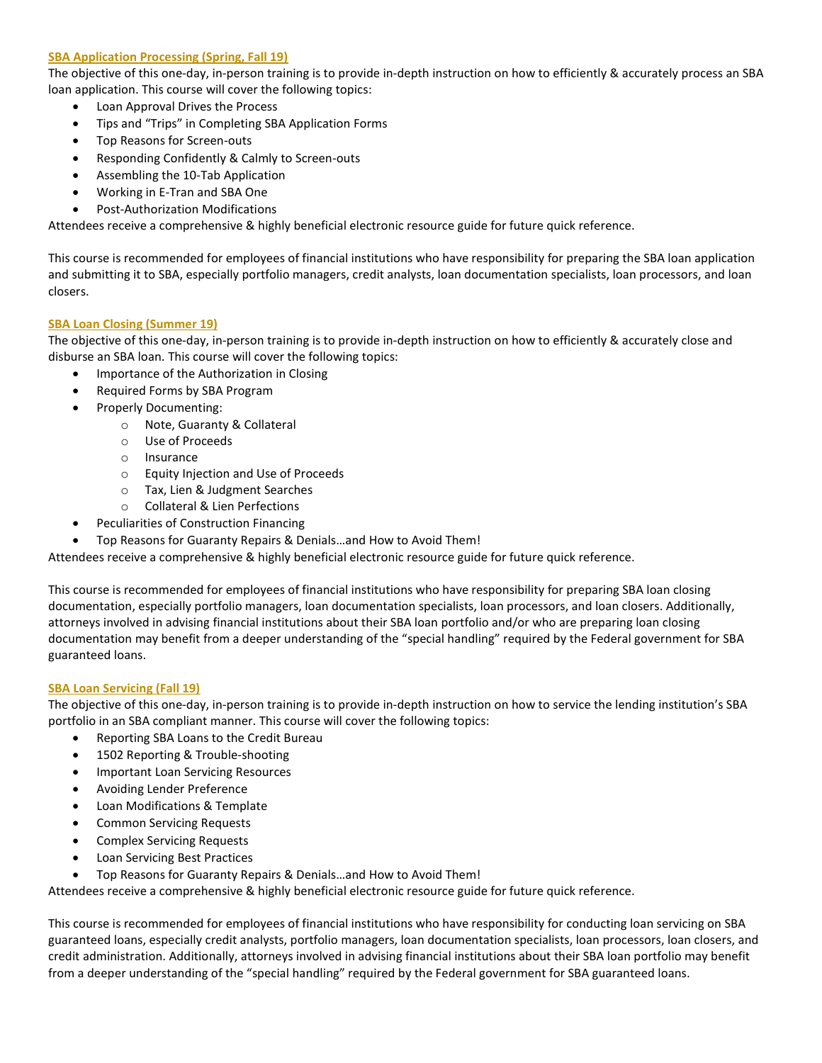**SBA Application Processing (Spring, Fall 19)**

The objective of this one-day, in-person training is to provide in-depth instruction on how to efficiently & accurately process an SBA loan application. This course will cover the following topics:

- Loan Approval Drives the Process
- Tips and "Trips" in Completing SBA Application Forms
- Top Reasons for Screen-outs
- Responding Confidently & Calmly to Screen-outs
- Assembling the 10-Tab Application
- Working in E-Tran and SBA One
- Post-Authorization Modifications

Attendees receive a comprehensive & highly beneficial electronic resource guide for future quick reference.

This course is recommended for employees of financial institutions who have responsibility for preparing the SBA loan application and submitting it to SBA, especially portfolio managers, credit analysts, loan documentation specialists, loan processors, and loan closers.

**SBA Loan Closing (Summer 19)**

The objective of this one-day, in-person training is to provide in-depth instruction on how to efficiently & accurately close and disburse an SBA loan. This course will cover the following topics:

- Importance of the Authorization in Closing
- Required Forms by SBA Program
- Properly Documenting:
  - Note, Guaranty & Collateral
  - Use of Proceeds
  - Insurance
  - Equity Injection and Use of Proceeds
  - Tax, Lien & Judgment Searches
  - Collateral & Lien Perfections
- Peculiarities of Construction Financing
- Top Reasons for Guaranty Repairs & Denials…and How to Avoid Them!

Attendees receive a comprehensive & highly beneficial electronic resource guide for future quick reference.

This course is recommended for employees of financial institutions who have responsibility for preparing SBA loan closing documentation, especially portfolio managers, loan documentation specialists, loan processors, and loan closers. Additionally, attorneys involved in advising financial institutions about their SBA loan portfolio and/or who are preparing loan closing documentation may benefit from a deeper understanding of the "special handling" required by the Federal government for SBA guaranteed loans.

**SBA Loan Servicing (Fall 19)**

The objective of this one-day, in-person training is to provide in-depth instruction on how to service the lending institution's SBA portfolio in an SBA compliant manner. This course will cover the following topics:

- Reporting SBA Loans to the Credit Bureau
- 1502 Reporting & Trouble-shooting
- Important Loan Servicing Resources
- Avoiding Lender Preference
- Loan Modifications & Template
- Common Servicing Requests
- Complex Servicing Requests
- Loan Servicing Best Practices
- Top Reasons for Guaranty Repairs & Denials…and How to Avoid Them!

Attendees receive a comprehensive & highly beneficial electronic resource guide for future quick reference.

This course is recommended for employees of financial institutions who have responsibility for conducting loan servicing on SBA guaranteed loans, especially credit analysts, portfolio managers, loan documentation specialists, loan processors, loan closers, and credit administration. Additionally, attorneys involved in advising financial institutions about their SBA loan portfolio may benefit from a deeper understanding of the "special handling" required by the Federal government for SBA guaranteed loans.